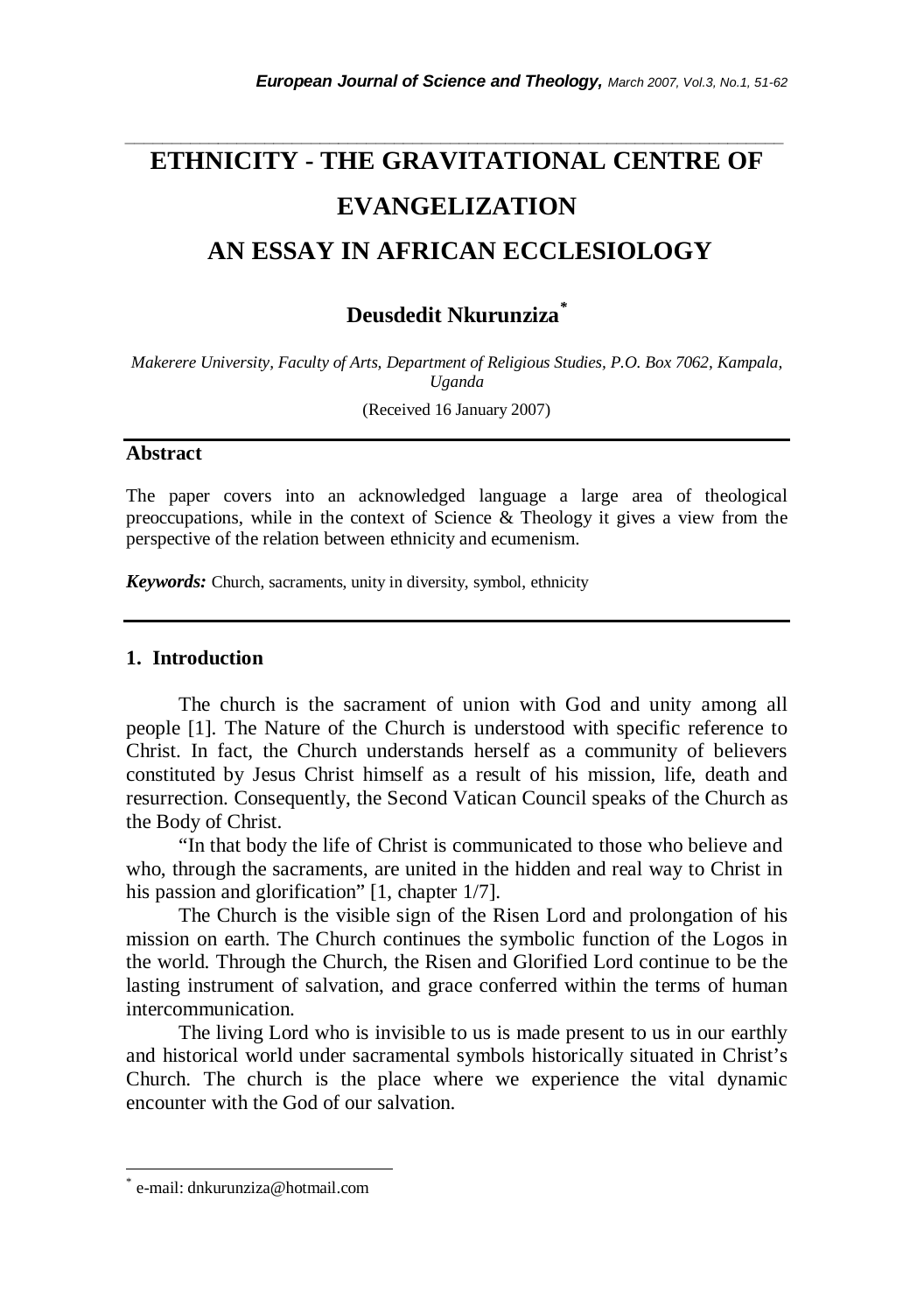# ETHNICITY - THE GRAVITATIONAL CENTRE OF EVANGELIZATION
# AN ESSAY IN AFRICAN ECCLESIOLOGY

**Deusdedit Nkurunziza[*]**

*Makerere University, Faculty of Arts, Department of Religious Studies, P.O. Box 7062, Kampala, Uganda*

(Received 16 January 2007)

## Abstract

The paper covers into an acknowledged language a large area of theological preoccupations, while in the context of Science & Theology it gives a view from the perspective of the relation between ethnicity and ecumenism.

***Keywords:*** Church, sacraments, unity in diversity, symbol, ethnicity

## 1. Introduction

The church is the sacrament of union with God and unity among all people [1]. The Nature of the Church is understood with specific reference to Christ. In fact, the Church understands herself as a community of believers constituted by Jesus Christ himself as a result of his mission, life, death and resurrection. Consequently, the Second Vatican Council speaks of the Church as the Body of Christ.

"In that body the life of Christ is communicated to those who believe and who, through the sacraments, are united in the hidden and real way to Christ in his passion and glorification" [1, chapter 1/7].

The Church is the visible sign of the Risen Lord and prolongation of his mission on earth. The Church continues the symbolic function of the Logos in the world. Through the Church, the Risen and Glorified Lord continue to be the lasting instrument of salvation, and grace conferred within the terms of human intercommunication.

The living Lord who is invisible to us is made present to us in our earthly and historical world under sacramental symbols historically situated in Christ's Church. The church is the place where we experience the vital dynamic encounter with the God of our salvation.

---

[*] e-mail: dnkurunziza@hotmail.com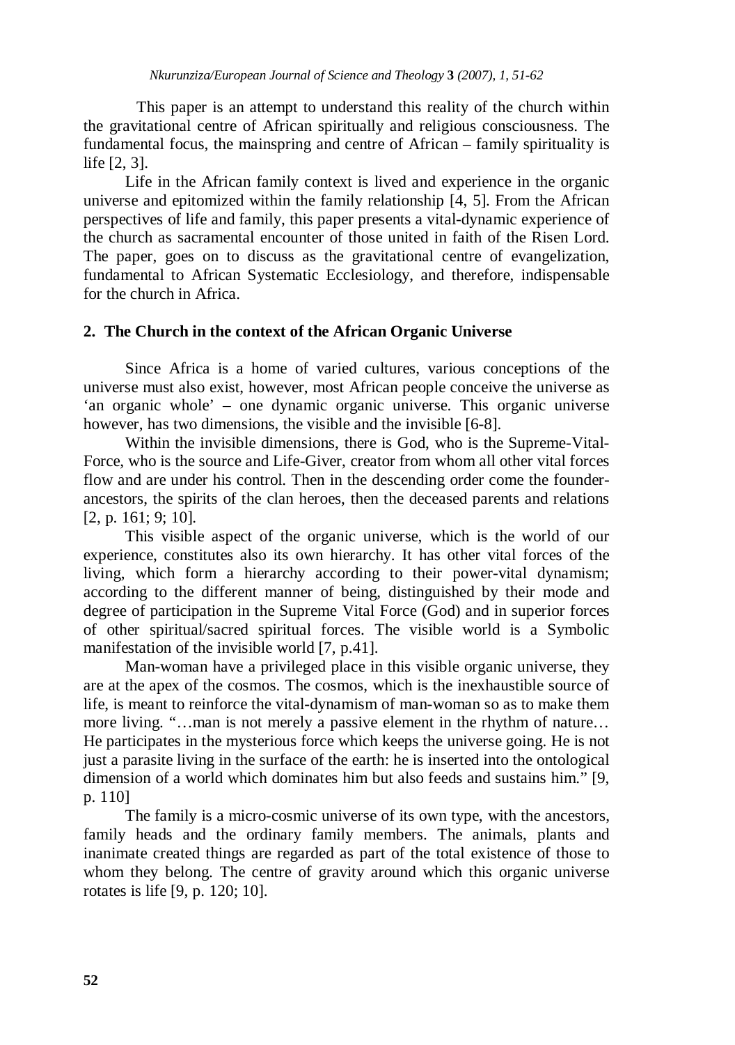This paper is an attempt to understand this reality of the church within the gravitational centre of African spiritually and religious consciousness. The fundamental focus, the mainspring and centre of African – family spirituality is life [2, 3].

Life in the African family context is lived and experience in the organic universe and epitomized within the family relationship [4, 5]. From the African perspectives of life and family, this paper presents a vital-dynamic experience of the church as sacramental encounter of those united in faith of the Risen Lord. The paper, goes on to discuss as the gravitational centre of evangelization, fundamental to African Systematic Ecclesiology, and therefore, indispensable for the church in Africa.

## 2. The Church in the context of the African Organic Universe

Since Africa is a home of varied cultures, various conceptions of the universe must also exist, however, most African people conceive the universe as 'an organic whole' – one dynamic organic universe. This organic universe however, has two dimensions, the visible and the invisible [6-8].

Within the invisible dimensions, there is God, who is the Supreme-Vital-Force, who is the source and Life-Giver, creator from whom all other vital forces flow and are under his control. Then in the descending order come the founder-ancestors, the spirits of the clan heroes, then the deceased parents and relations [2, p. 161; 9; 10].

This visible aspect of the organic universe, which is the world of our experience, constitutes also its own hierarchy. It has other vital forces of the living, which form a hierarchy according to their power-vital dynamism; according to the different manner of being, distinguished by their mode and degree of participation in the Supreme Vital Force (God) and in superior forces of other spiritual/sacred spiritual forces. The visible world is a Symbolic manifestation of the invisible world [7, p.41].

Man-woman have a privileged place in this visible organic universe, they are at the apex of the cosmos. The cosmos, which is the inexhaustible source of life, is meant to reinforce the vital-dynamism of man-woman so as to make them more living. "…man is not merely a passive element in the rhythm of nature… He participates in the mysterious force which keeps the universe going. He is not just a parasite living in the surface of the earth: he is inserted into the ontological dimension of a world which dominates him but also feeds and sustains him." [9, p. 110]

The family is a micro-cosmic universe of its own type, with the ancestors, family heads and the ordinary family members. The animals, plants and inanimate created things are regarded as part of the total existence of those to whom they belong. The centre of gravity around which this organic universe rotates is life [9, p. 120; 10].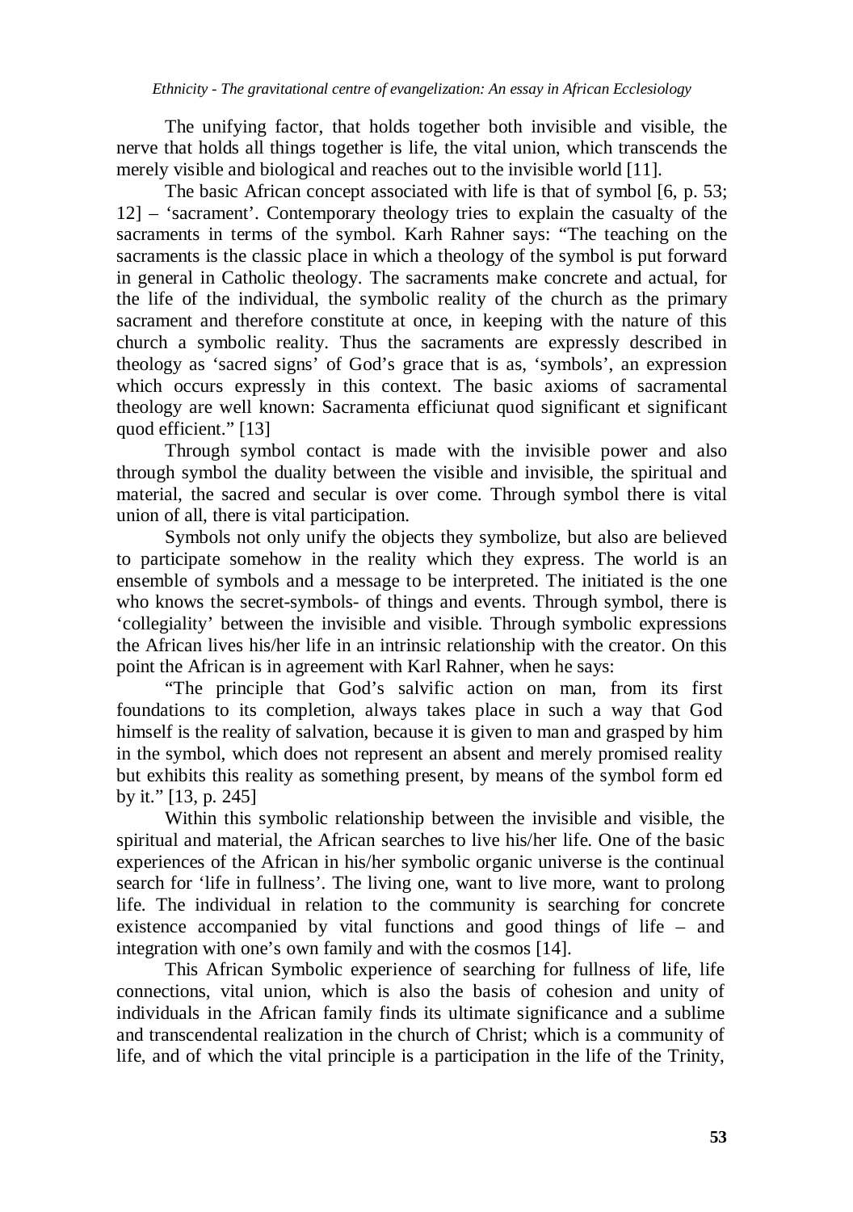The unifying factor, that holds together both invisible and visible, the nerve that holds all things together is life, the vital union, which transcends the merely visible and biological and reaches out to the invisible world [11].

The basic African concept associated with life is that of symbol [6, p. 53; 12] – 'sacrament'. Contemporary theology tries to explain the casualty of the sacraments in terms of the symbol. Karh Rahner says: "The teaching on the sacraments is the classic place in which a theology of the symbol is put forward in general in Catholic theology. The sacraments make concrete and actual, for the life of the individual, the symbolic reality of the church as the primary sacrament and therefore constitute at once, in keeping with the nature of this church a symbolic reality. Thus the sacraments are expressly described in theology as 'sacred signs' of God's grace that is as, 'symbols', an expression which occurs expressly in this context. The basic axioms of sacramental theology are well known: Sacramenta efficiunat quod significant et significant quod efficient." [13]

Through symbol contact is made with the invisible power and also through symbol the duality between the visible and invisible, the spiritual and material, the sacred and secular is over come. Through symbol there is vital union of all, there is vital participation.

Symbols not only unify the objects they symbolize, but also are believed to participate somehow in the reality which they express. The world is an ensemble of symbols and a message to be interpreted. The initiated is the one who knows the secret-symbols- of things and events. Through symbol, there is 'collegiality' between the invisible and visible. Through symbolic expressions the African lives his/her life in an intrinsic relationship with the creator. On this point the African is in agreement with Karl Rahner, when he says:

"The principle that God's salvific action on man, from its first foundations to its completion, always takes place in such a way that God himself is the reality of salvation, because it is given to man and grasped by him in the symbol, which does not represent an absent and merely promised reality but exhibits this reality as something present, by means of the symbol form ed by it." [13, p. 245]

Within this symbolic relationship between the invisible and visible, the spiritual and material, the African searches to live his/her life. One of the basic experiences of the African in his/her symbolic organic universe is the continual search for 'life in fullness'. The living one, want to live more, want to prolong life. The individual in relation to the community is searching for concrete existence accompanied by vital functions and good things of life – and integration with one's own family and with the cosmos [14].

This African Symbolic experience of searching for fullness of life, life connections, vital union, which is also the basis of cohesion and unity of individuals in the African family finds its ultimate significance and a sublime and transcendental realization in the church of Christ; which is a community of life, and of which the vital principle is a participation in the life of the Trinity,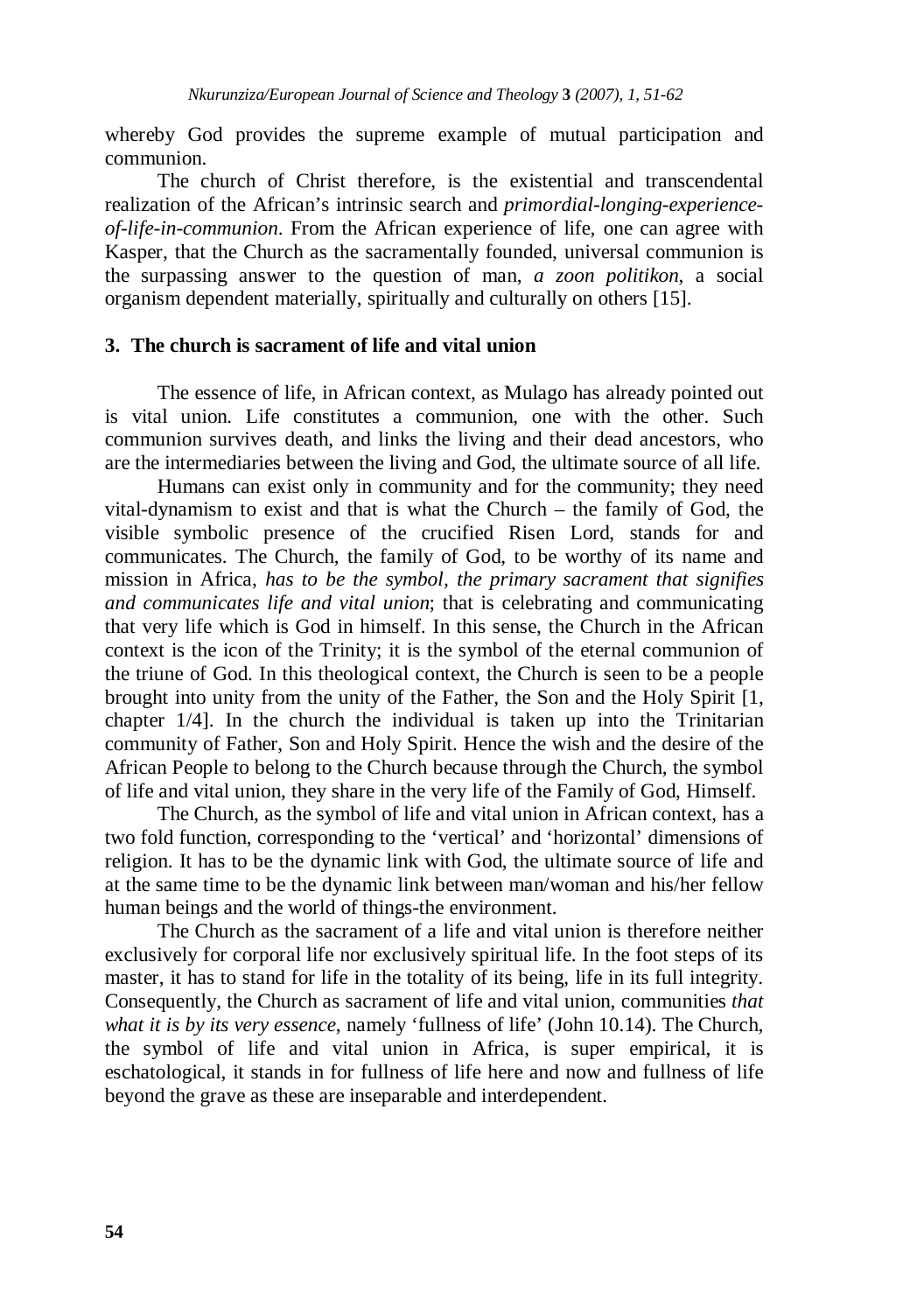whereby God provides the supreme example of mutual participation and communion.

The church of Christ therefore, is the existential and transcendental realization of the African's intrinsic search and *primordial-longing-experience-of-life-in-communion*. From the African experience of life, one can agree with Kasper, that the Church as the sacramentally founded, universal communion is the surpassing answer to the question of man, *a zoon politikon*, a social organism dependent materially, spiritually and culturally on others [15].

## 3. The church is sacrament of life and vital union

The essence of life, in African context, as Mulago has already pointed out is vital union. Life constitutes a communion, one with the other. Such communion survives death, and links the living and their dead ancestors, who are the intermediaries between the living and God, the ultimate source of all life.

Humans can exist only in community and for the community; they need vital-dynamism to exist and that is what the Church – the family of God, the visible symbolic presence of the crucified Risen Lord, stands for and communicates. The Church, the family of God, to be worthy of its name and mission in Africa, *has to be the symbol, the primary sacrament that signifies and communicates life and vital union*; that is celebrating and communicating that very life which is God in himself. In this sense, the Church in the African context is the icon of the Trinity; it is the symbol of the eternal communion of the triune of God. In this theological context, the Church is seen to be a people brought into unity from the unity of the Father, the Son and the Holy Spirit [1, chapter 1/4]. In the church the individual is taken up into the Trinitarian community of Father, Son and Holy Spirit. Hence the wish and the desire of the African People to belong to the Church because through the Church, the symbol of life and vital union, they share in the very life of the Family of God, Himself.

The Church, as the symbol of life and vital union in African context, has a two fold function, corresponding to the 'vertical' and 'horizontal' dimensions of religion. It has to be the dynamic link with God, the ultimate source of life and at the same time to be the dynamic link between man/woman and his/her fellow human beings and the world of things-the environment.

The Church as the sacrament of a life and vital union is therefore neither exclusively for corporal life nor exclusively spiritual life. In the foot steps of its master, it has to stand for life in the totality of its being, life in its full integrity. Consequently, the Church as sacrament of life and vital union, communities *that what it is by its very essence*, namely 'fullness of life' (John 10.14). The Church, the symbol of life and vital union in Africa, is super empirical, it is eschatological, it stands in for fullness of life here and now and fullness of life beyond the grave as these are inseparable and interdependent.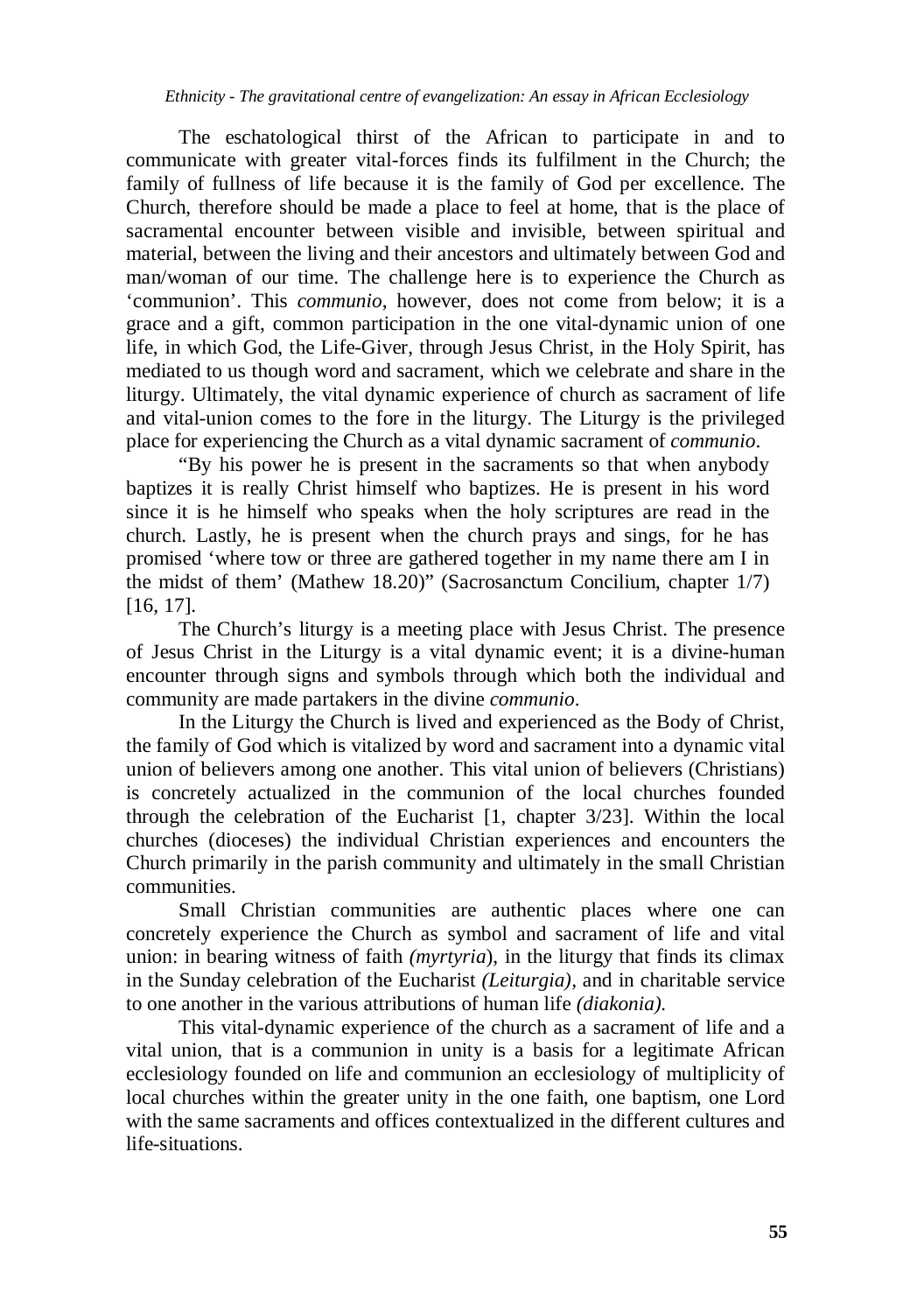The eschatological thirst of the African to participate in and to communicate with greater vital-forces finds its fulfilment in the Church; the family of fullness of life because it is the family of God per excellence. The Church, therefore should be made a place to feel at home, that is the place of sacramental encounter between visible and invisible, between spiritual and material, between the living and their ancestors and ultimately between God and man/woman of our time. The challenge here is to experience the Church as 'communion'. This *communio*, however, does not come from below; it is a grace and a gift, common participation in the one vital-dynamic union of one life, in which God, the Life-Giver, through Jesus Christ, in the Holy Spirit, has mediated to us though word and sacrament, which we celebrate and share in the liturgy. Ultimately, the vital dynamic experience of church as sacrament of life and vital-union comes to the fore in the liturgy. The Liturgy is the privileged place for experiencing the Church as a vital dynamic sacrament of *communio*.

"By his power he is present in the sacraments so that when anybody baptizes it is really Christ himself who baptizes. He is present in his word since it is he himself who speaks when the holy scriptures are read in the church. Lastly, he is present when the church prays and sings, for he has promised 'where tow or three are gathered together in my name there am I in the midst of them' (Mathew 18.20)" (Sacrosanctum Concilium, chapter 1/7) [16, 17].

The Church's liturgy is a meeting place with Jesus Christ. The presence of Jesus Christ in the Liturgy is a vital dynamic event; it is a divine-human encounter through signs and symbols through which both the individual and community are made partakers in the divine *communio*.

In the Liturgy the Church is lived and experienced as the Body of Christ, the family of God which is vitalized by word and sacrament into a dynamic vital union of believers among one another. This vital union of believers (Christians) is concretely actualized in the communion of the local churches founded through the celebration of the Eucharist [1, chapter 3/23]. Within the local churches (dioceses) the individual Christian experiences and encounters the Church primarily in the parish community and ultimately in the small Christian communities.

Small Christian communities are authentic places where one can concretely experience the Church as symbol and sacrament of life and vital union: in bearing witness of faith *(myrtyria*), in the liturgy that finds its climax in the Sunday celebration of the Eucharist *(Leiturgia)*, and in charitable service to one another in the various attributions of human life *(diakonia)*.

This vital-dynamic experience of the church as a sacrament of life and a vital union, that is a communion in unity is a basis for a legitimate African ecclesiology founded on life and communion an ecclesiology of multiplicity of local churches within the greater unity in the one faith, one baptism, one Lord with the same sacraments and offices contextualized in the different cultures and life-situations.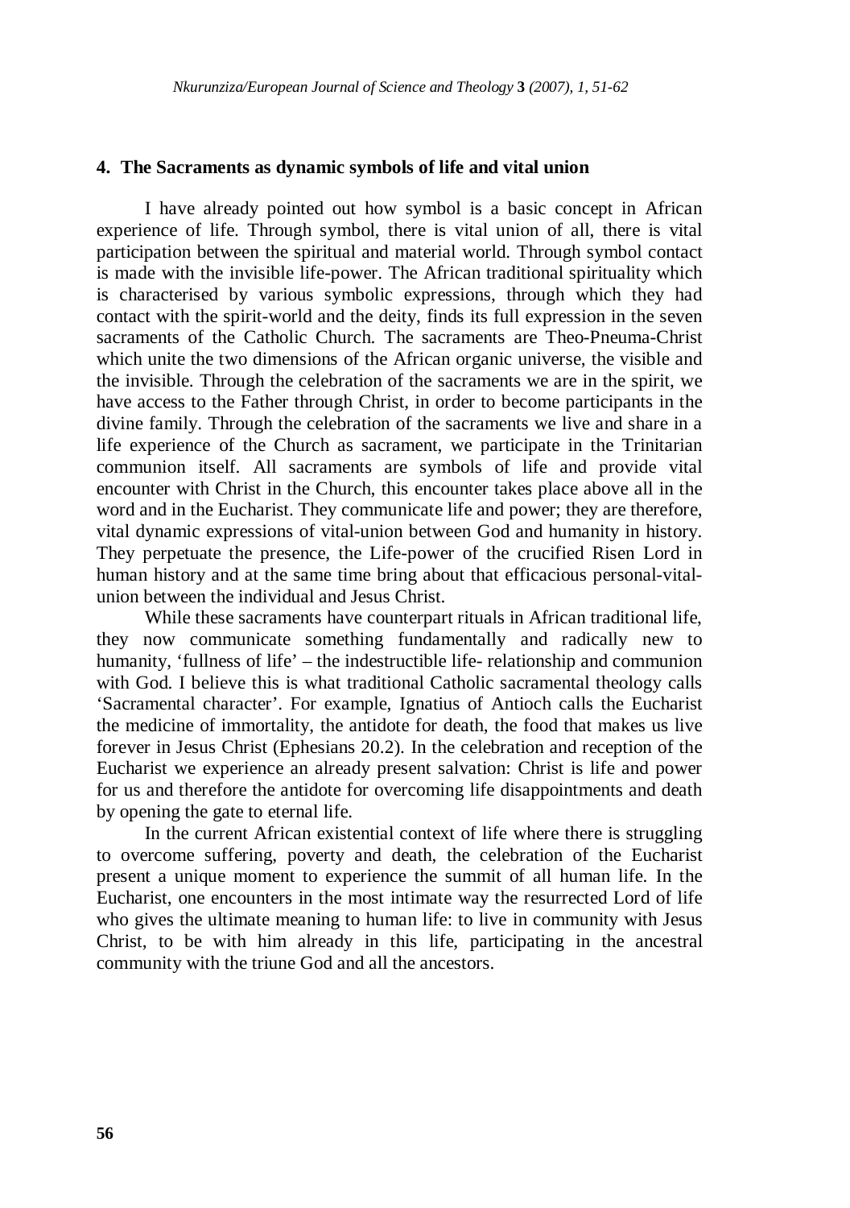## 4. The Sacraments as dynamic symbols of life and vital union

I have already pointed out how symbol is a basic concept in African experience of life. Through symbol, there is vital union of all, there is vital participation between the spiritual and material world. Through symbol contact is made with the invisible life-power. The African traditional spirituality which is characterised by various symbolic expressions, through which they had contact with the spirit-world and the deity, finds its full expression in the seven sacraments of the Catholic Church. The sacraments are Theo-Pneuma-Christ which unite the two dimensions of the African organic universe, the visible and the invisible. Through the celebration of the sacraments we are in the spirit, we have access to the Father through Christ, in order to become participants in the divine family. Through the celebration of the sacraments we live and share in a life experience of the Church as sacrament, we participate in the Trinitarian communion itself. All sacraments are symbols of life and provide vital encounter with Christ in the Church, this encounter takes place above all in the word and in the Eucharist. They communicate life and power; they are therefore, vital dynamic expressions of vital-union between God and humanity in history. They perpetuate the presence, the Life-power of the crucified Risen Lord in human history and at the same time bring about that efficacious personal-vital-union between the individual and Jesus Christ.

While these sacraments have counterpart rituals in African traditional life, they now communicate something fundamentally and radically new to humanity, 'fullness of life' – the indestructible life- relationship and communion with God. I believe this is what traditional Catholic sacramental theology calls 'Sacramental character'. For example, Ignatius of Antioch calls the Eucharist the medicine of immortality, the antidote for death, the food that makes us live forever in Jesus Christ (Ephesians 20.2). In the celebration and reception of the Eucharist we experience an already present salvation: Christ is life and power for us and therefore the antidote for overcoming life disappointments and death by opening the gate to eternal life.

In the current African existential context of life where there is struggling to overcome suffering, poverty and death, the celebration of the Eucharist present a unique moment to experience the summit of all human life. In the Eucharist, one encounters in the most intimate way the resurrected Lord of life who gives the ultimate meaning to human life: to live in community with Jesus Christ, to be with him already in this life, participating in the ancestral community with the triune God and all the ancestors.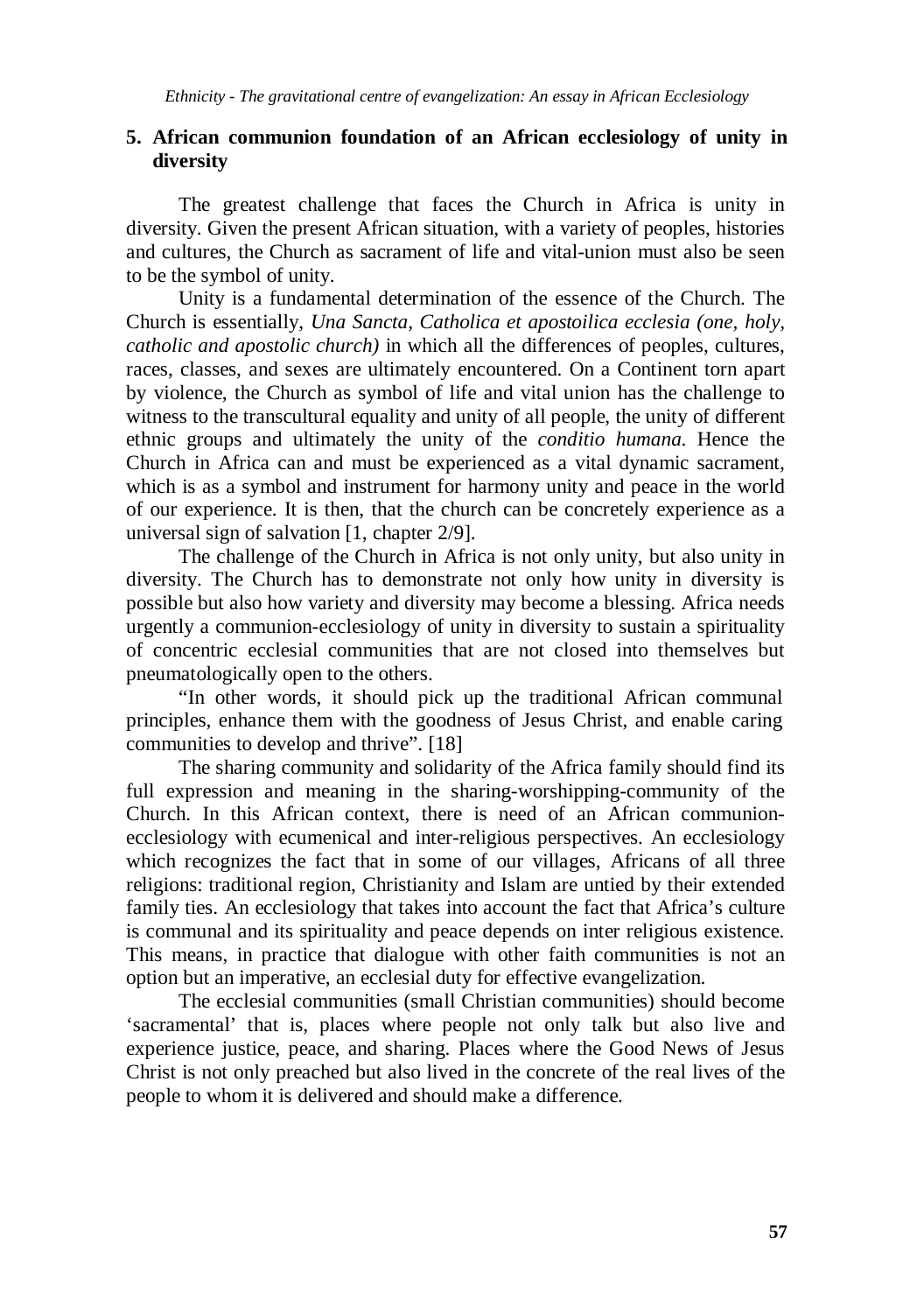## 5. African communion foundation of an African ecclesiology of unity in diversity

The greatest challenge that faces the Church in Africa is unity in diversity. Given the present African situation, with a variety of peoples, histories and cultures, the Church as sacrament of life and vital-union must also be seen to be the symbol of unity.

Unity is a fundamental determination of the essence of the Church. The Church is essentially, *Una Sancta, Catholica et apostoilica ecclesia (one, holy, catholic and apostolic church)* in which all the differences of peoples, cultures, races, classes, and sexes are ultimately encountered. On a Continent torn apart by violence, the Church as symbol of life and vital union has the challenge to witness to the transcultural equality and unity of all people, the unity of different ethnic groups and ultimately the unity of the *conditio humana.* Hence the Church in Africa can and must be experienced as a vital dynamic sacrament, which is as a symbol and instrument for harmony unity and peace in the world of our experience. It is then, that the church can be concretely experience as a universal sign of salvation [1, chapter 2/9].

The challenge of the Church in Africa is not only unity, but also unity in diversity. The Church has to demonstrate not only how unity in diversity is possible but also how variety and diversity may become a blessing. Africa needs urgently a communion-ecclesiology of unity in diversity to sustain a spirituality of concentric ecclesial communities that are not closed into themselves but pneumatologically open to the others.

"In other words, it should pick up the traditional African communal principles, enhance them with the goodness of Jesus Christ, and enable caring communities to develop and thrive". [18]

The sharing community and solidarity of the Africa family should find its full expression and meaning in the sharing-worshipping-community of the Church. In this African context, there is need of an African communion-ecclesiology with ecumenical and inter-religious perspectives. An ecclesiology which recognizes the fact that in some of our villages, Africans of all three religions: traditional region, Christianity and Islam are untied by their extended family ties. An ecclesiology that takes into account the fact that Africa's culture is communal and its spirituality and peace depends on inter religious existence. This means, in practice that dialogue with other faith communities is not an option but an imperative, an ecclesial duty for effective evangelization.

The ecclesial communities (small Christian communities) should become 'sacramental' that is, places where people not only talk but also live and experience justice, peace, and sharing. Places where the Good News of Jesus Christ is not only preached but also lived in the concrete of the real lives of the people to whom it is delivered and should make a difference.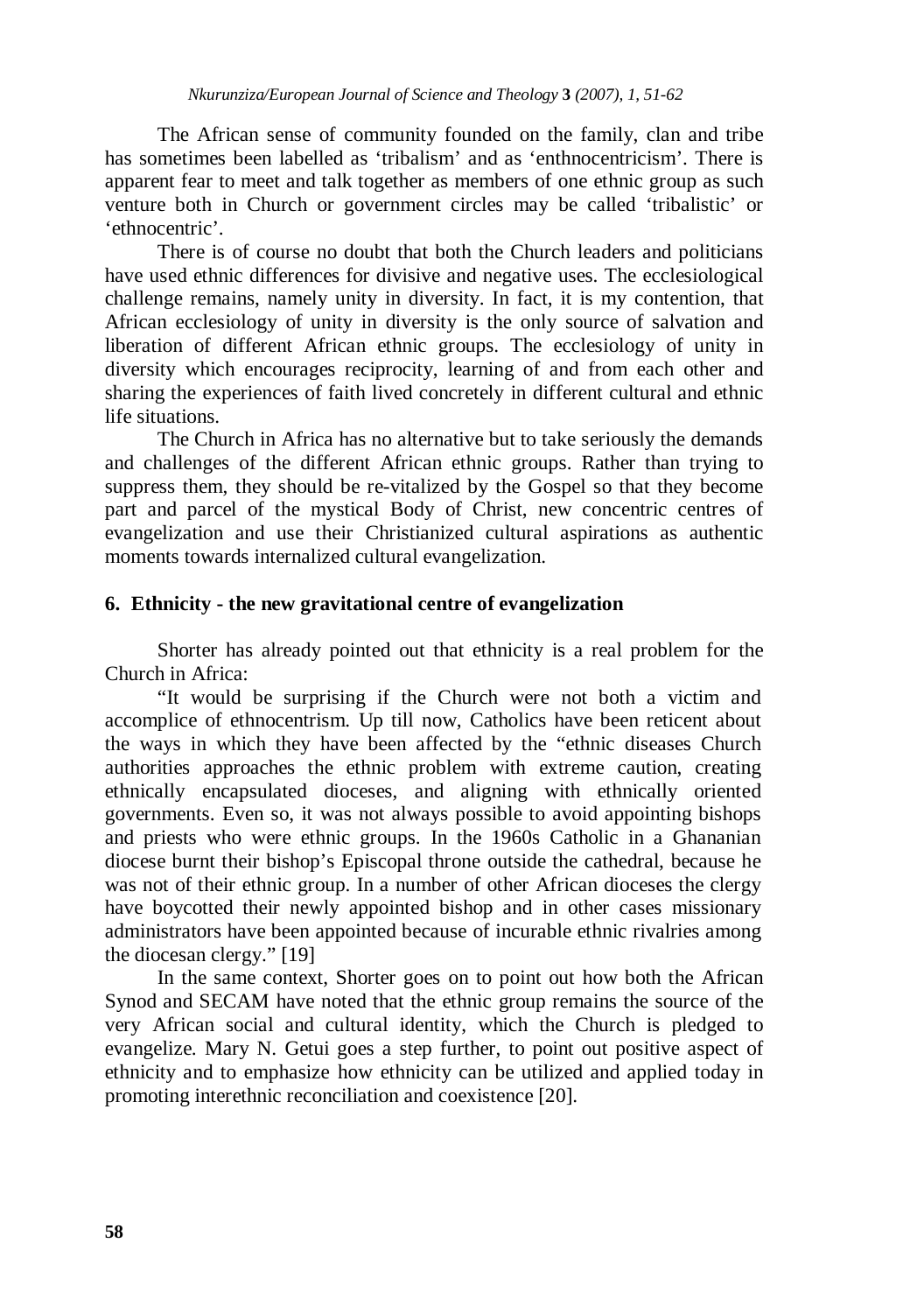The African sense of community founded on the family, clan and tribe has sometimes been labelled as 'tribalism' and as 'enthnocentricism'. There is apparent fear to meet and talk together as members of one ethnic group as such venture both in Church or government circles may be called 'tribalistic' or 'ethnocentric'.

There is of course no doubt that both the Church leaders and politicians have used ethnic differences for divisive and negative uses. The ecclesiological challenge remains, namely unity in diversity. In fact, it is my contention, that African ecclesiology of unity in diversity is the only source of salvation and liberation of different African ethnic groups. The ecclesiology of unity in diversity which encourages reciprocity, learning of and from each other and sharing the experiences of faith lived concretely in different cultural and ethnic life situations.

The Church in Africa has no alternative but to take seriously the demands and challenges of the different African ethnic groups. Rather than trying to suppress them, they should be re-vitalized by the Gospel so that they become part and parcel of the mystical Body of Christ, new concentric centres of evangelization and use their Christianized cultural aspirations as authentic moments towards internalized cultural evangelization.

## 6. Ethnicity - the new gravitational centre of evangelization

Shorter has already pointed out that ethnicity is a real problem for the Church in Africa:

"It would be surprising if the Church were not both a victim and accomplice of ethnocentrism. Up till now, Catholics have been reticent about the ways in which they have been affected by the "ethnic diseases Church authorities approaches the ethnic problem with extreme caution, creating ethnically encapsulated dioceses, and aligning with ethnically oriented governments. Even so, it was not always possible to avoid appointing bishops and priests who were ethnic groups. In the 1960s Catholic in a Ghananian diocese burnt their bishop's Episcopal throne outside the cathedral, because he was not of their ethnic group. In a number of other African dioceses the clergy have boycotted their newly appointed bishop and in other cases missionary administrators have been appointed because of incurable ethnic rivalries among the diocesan clergy." [19]

In the same context, Shorter goes on to point out how both the African Synod and SECAM have noted that the ethnic group remains the source of the very African social and cultural identity, which the Church is pledged to evangelize. Mary N. Getui goes a step further, to point out positive aspect of ethnicity and to emphasize how ethnicity can be utilized and applied today in promoting interethnic reconciliation and coexistence [20].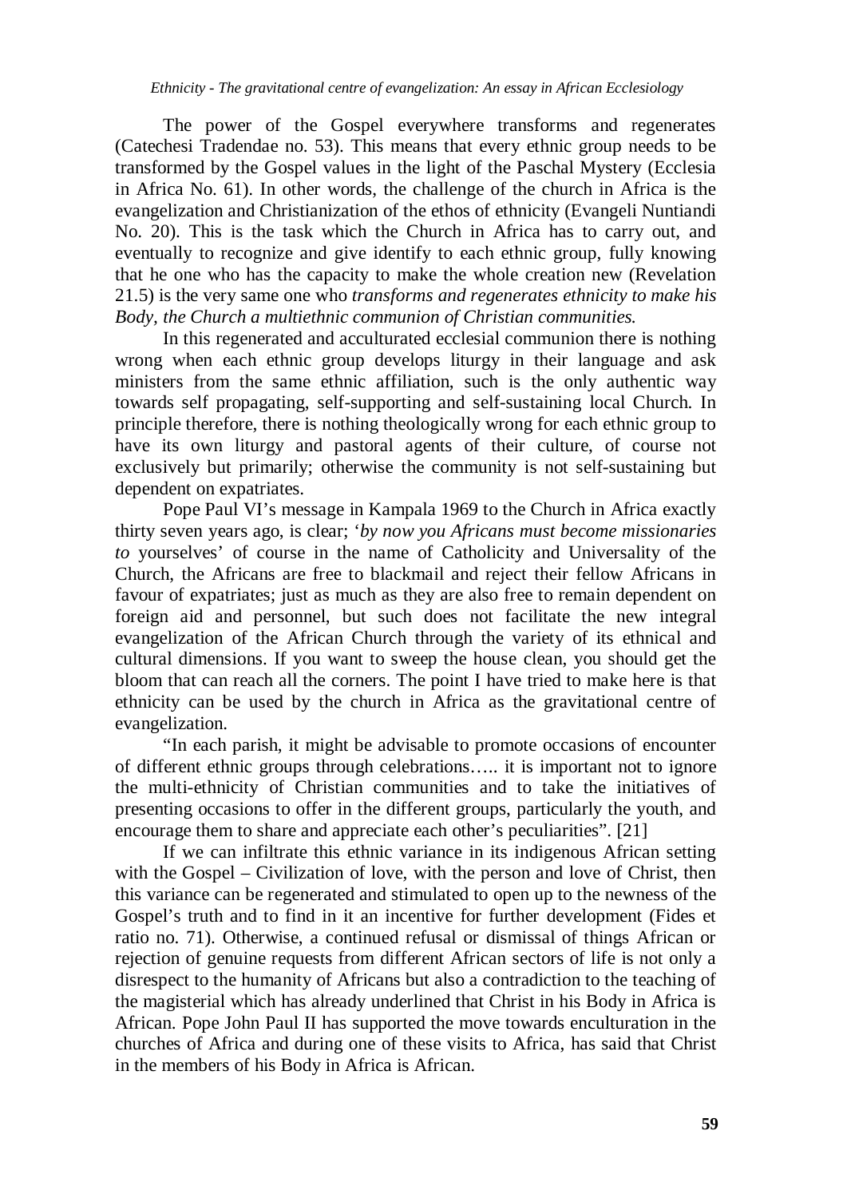The power of the Gospel everywhere transforms and regenerates (Catechesi Tradendae no. 53). This means that every ethnic group needs to be transformed by the Gospel values in the light of the Paschal Mystery (Ecclesia in Africa No. 61). In other words, the challenge of the church in Africa is the evangelization and Christianization of the ethos of ethnicity (Evangeli Nuntiandi No. 20). This is the task which the Church in Africa has to carry out, and eventually to recognize and give identify to each ethnic group, fully knowing that he one who has the capacity to make the whole creation new (Revelation 21.5) is the very same one who *transforms and regenerates ethnicity to make his Body, the Church a multiethnic communion of Christian communities.*

In this regenerated and acculturated ecclesial communion there is nothing wrong when each ethnic group develops liturgy in their language and ask ministers from the same ethnic affiliation, such is the only authentic way towards self propagating, self-supporting and self-sustaining local Church. In principle therefore, there is nothing theologically wrong for each ethnic group to have its own liturgy and pastoral agents of their culture, of course not exclusively but primarily; otherwise the community is not self-sustaining but dependent on expatriates.

Pope Paul VI's message in Kampala 1969 to the Church in Africa exactly thirty seven years ago, is clear; '*by now you Africans must become missionaries to* yourselves' of course in the name of Catholicity and Universality of the Church, the Africans are free to blackmail and reject their fellow Africans in favour of expatriates; just as much as they are also free to remain dependent on foreign aid and personnel, but such does not facilitate the new integral evangelization of the African Church through the variety of its ethnical and cultural dimensions. If you want to sweep the house clean, you should get the bloom that can reach all the corners. The point I have tried to make here is that ethnicity can be used by the church in Africa as the gravitational centre of evangelization.

"In each parish, it might be advisable to promote occasions of encounter of different ethnic groups through celebrations….. it is important not to ignore the multi-ethnicity of Christian communities and to take the initiatives of presenting occasions to offer in the different groups, particularly the youth, and encourage them to share and appreciate each other's peculiarities". [21]

If we can infiltrate this ethnic variance in its indigenous African setting with the Gospel – Civilization of love, with the person and love of Christ, then this variance can be regenerated and stimulated to open up to the newness of the Gospel's truth and to find in it an incentive for further development (Fides et ratio no. 71). Otherwise, a continued refusal or dismissal of things African or rejection of genuine requests from different African sectors of life is not only a disrespect to the humanity of Africans but also a contradiction to the teaching of the magisterial which has already underlined that Christ in his Body in Africa is African. Pope John Paul II has supported the move towards enculturation in the churches of Africa and during one of these visits to Africa, has said that Christ in the members of his Body in Africa is African.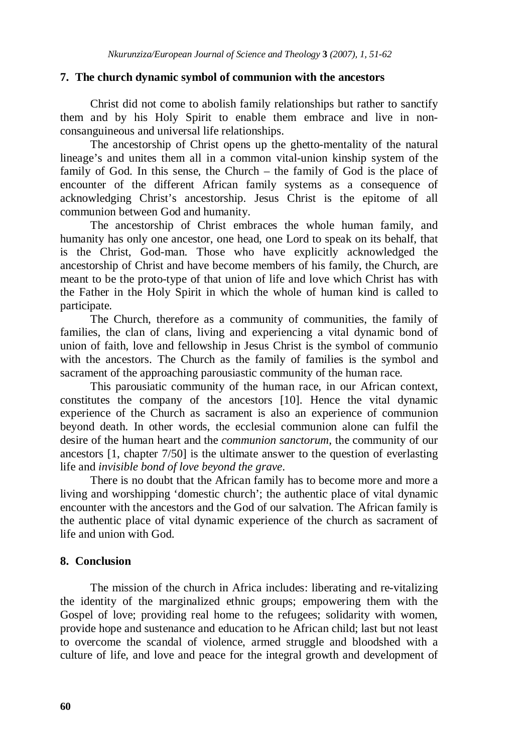## 7. The church dynamic symbol of communion with the ancestors

Christ did not come to abolish family relationships but rather to sanctify them and by his Holy Spirit to enable them embrace and live in non-consanguineous and universal life relationships.

The ancestorship of Christ opens up the ghetto-mentality of the natural lineage's and unites them all in a common vital-union kinship system of the family of God. In this sense, the Church – the family of God is the place of encounter of the different African family systems as a consequence of acknowledging Christ's ancestorship. Jesus Christ is the epitome of all communion between God and humanity.

The ancestorship of Christ embraces the whole human family, and humanity has only one ancestor, one head, one Lord to speak on its behalf, that is the Christ, God-man. Those who have explicitly acknowledged the ancestorship of Christ and have become members of his family, the Church, are meant to be the proto-type of that union of life and love which Christ has with the Father in the Holy Spirit in which the whole of human kind is called to participate.

The Church, therefore as a community of communities, the family of families, the clan of clans, living and experiencing a vital dynamic bond of union of faith, love and fellowship in Jesus Christ is the symbol of communio with the ancestors. The Church as the family of families is the symbol and sacrament of the approaching parousiastic community of the human race.

This parousiatic community of the human race, in our African context, constitutes the company of the ancestors [10]. Hence the vital dynamic experience of the Church as sacrament is also an experience of communion beyond death. In other words, the ecclesial communion alone can fulfil the desire of the human heart and the *communion sanctorum*, the community of our ancestors [1, chapter 7/50] is the ultimate answer to the question of everlasting life and *invisible bond of love beyond the grave*.

There is no doubt that the African family has to become more and more a living and worshipping 'domestic church'; the authentic place of vital dynamic encounter with the ancestors and the God of our salvation. The African family is the authentic place of vital dynamic experience of the church as sacrament of life and union with God.

## 8. Conclusion

The mission of the church in Africa includes: liberating and re-vitalizing the identity of the marginalized ethnic groups; empowering them with the Gospel of love; providing real home to the refugees; solidarity with women, provide hope and sustenance and education to he African child; last but not least to overcome the scandal of violence, armed struggle and bloodshed with a culture of life, and love and peace for the integral growth and development of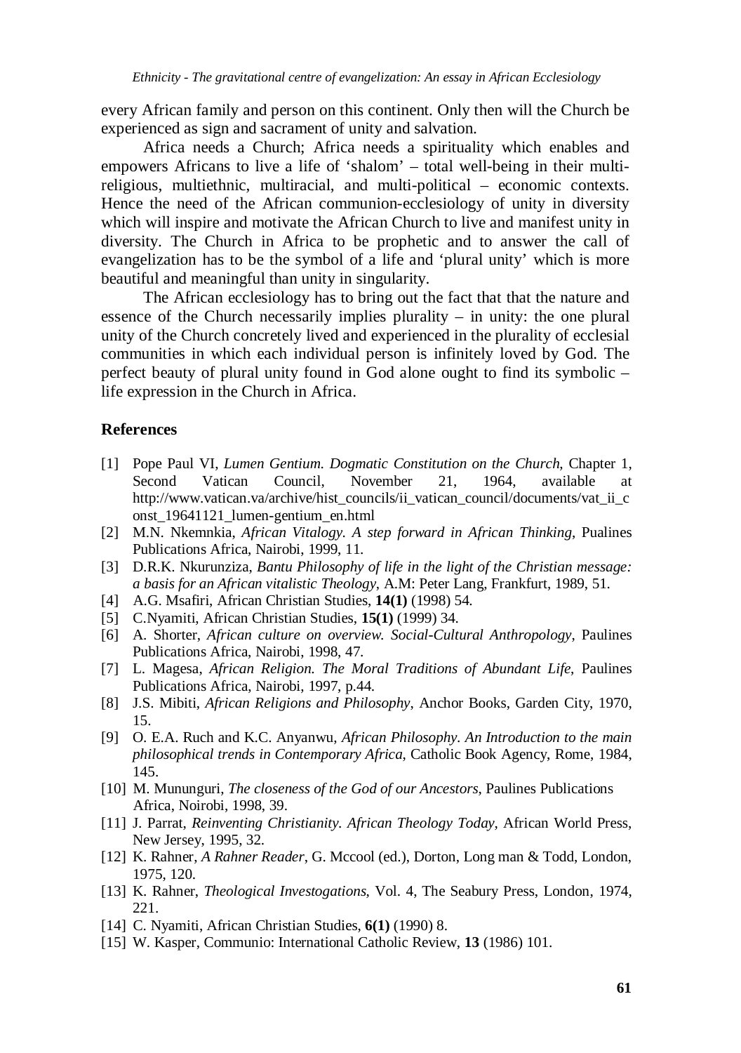every African family and person on this continent. Only then will the Church be experienced as sign and sacrament of unity and salvation.

Africa needs a Church; Africa needs a spirituality which enables and empowers Africans to live a life of 'shalom' – total well-being in their multi-religious, multiethnic, multiracial, and multi-political – economic contexts. Hence the need of the African communion-ecclesiology of unity in diversity which will inspire and motivate the African Church to live and manifest unity in diversity. The Church in Africa to be prophetic and to answer the call of evangelization has to be the symbol of a life and 'plural unity' which is more beautiful and meaningful than unity in singularity.

The African ecclesiology has to bring out the fact that that the nature and essence of the Church necessarily implies plurality – in unity: the one plural unity of the Church concretely lived and experienced in the plurality of ecclesial communities in which each individual person is infinitely loved by God. The perfect beauty of plural unity found in God alone ought to find its symbolic – life expression in the Church in Africa.

## References

[1] Pope Paul VI, *Lumen Gentium. Dogmatic Constitution on the Church*, Chapter 1, Second Vatican Council, November 21, 1964, available at http://www.vatican.va/archive/hist_councils/ii_vatican_council/documents/vat_ii_const_19641121_lumen-gentium_en.html

[2] M.N. Nkemnkia, *African Vitalogy. A step forward in African Thinking*, Pualines Publications Africa, Nairobi, 1999, 11.

[3] D.R.K. Nkurunziza, *Bantu Philosophy of life in the light of the Christian message: a basis for an African vitalistic Theology*, A.M: Peter Lang, Frankfurt, 1989, 51.

[4] A.G. Msafiri, African Christian Studies, **14(1)** (1998) 54.

[5] C.Nyamiti, African Christian Studies, **15(1)** (1999) 34.

[6] A. Shorter, *African culture on overview. Social-Cultural Anthropology*, Paulines Publications Africa, Nairobi, 1998, 47.

[7] L. Magesa, *African Religion. The Moral Traditions of Abundant Life*, Paulines Publications Africa, Nairobi, 1997, p.44.

[8] J.S. Mibiti, *African Religions and Philosophy*, Anchor Books, Garden City, 1970, 15.

[9] O. E.A. Ruch and K.C. Anyanwu, *African Philosophy. An Introduction to the main philosophical trends in Contemporary Africa*, Catholic Book Agency, Rome, 1984, 145.

[10] M. Mununguri, *The closeness of the God of our Ancestors*, Paulines Publications Africa, Noirobi, 1998, 39.

[11] J. Parrat, *Reinventing Christianity. African Theology Today*, African World Press, New Jersey, 1995, 32.

[12] K. Rahner, *A Rahner Reader*, G. Mccool (ed.), Dorton, Long man & Todd, London, 1975, 120.

[13] K. Rahner, *Theological Investogations*, Vol. 4, The Seabury Press, London, 1974, 221.

[14] C. Nyamiti, African Christian Studies, **6(1)** (1990) 8.

[15] W. Kasper, Communio: International Catholic Review, **13** (1986) 101.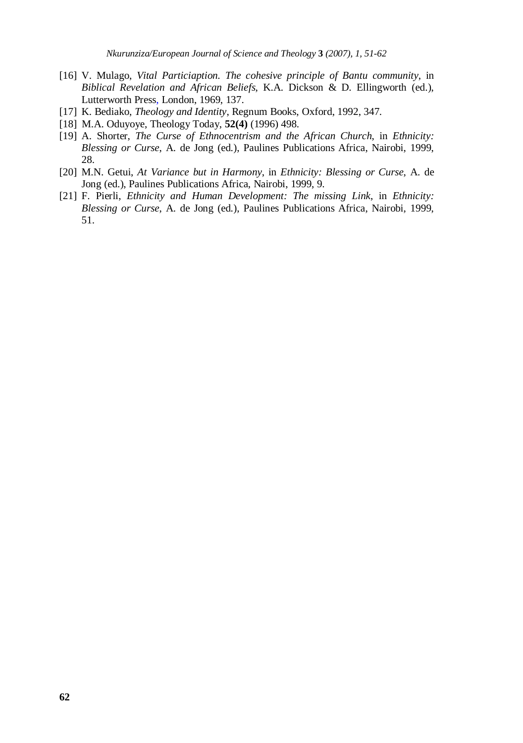[16] V. Mulago, *Vital Particiaption. The cohesive principle of Bantu community*, in *Biblical Revelation and African Beliefs*, K.A. Dickson & D. Ellingworth (ed.), Lutterworth Press, London, 1969, 137.

[17] K. Bediako, *Theology and Identity*, Regnum Books, Oxford, 1992, 347.

[18] M.A. Oduyoye, Theology Today, **52(4)** (1996) 498.

[19] A. Shorter, *The Curse of Ethnocentrism and the African Church*, in *Ethnicity: Blessing or Curse*, A. de Jong (ed.), Paulines Publications Africa, Nairobi, 1999, 28.

[20] M.N. Getui, *At Variance but in Harmony*, in *Ethnicity: Blessing or Curse*, A. de Jong (ed.), Paulines Publications Africa, Nairobi, 1999, 9.

[21] F. Pierli, *Ethnicity and Human Development: The missing Link*, in *Ethnicity: Blessing or Curse*, A. de Jong (ed.), Paulines Publications Africa, Nairobi, 1999, 51.